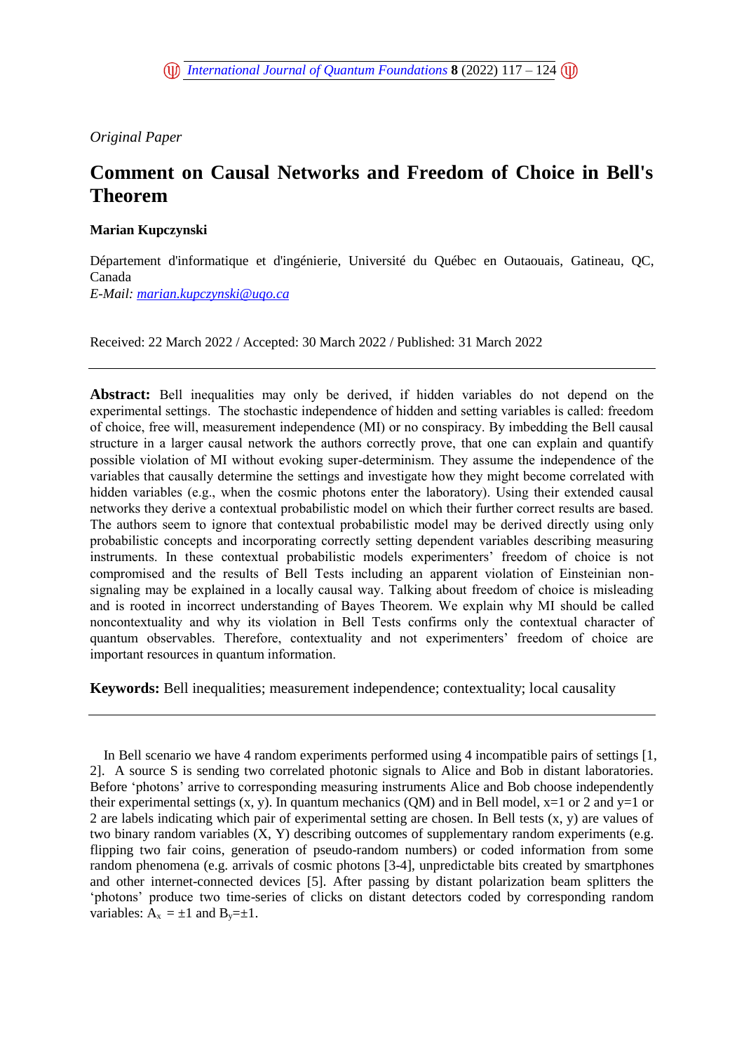*Original Paper*

# Comment on Causal Networks and Freedom of Choice in Bell's Theorem

**Marian Kupczynski**

Département d'informatique et d'ingénierie, Université du Québec en Outaouais, Gatineau, QC, Canada
*E-Mail: marian.kupczynski@uqo.ca*

Received: 22 March 2022 / Accepted: 30 March 2022 / Published: 31 March 2022

---

**Abstract:** Bell inequalities may only be derived, if hidden variables do not depend on the experimental settings. The stochastic independence of hidden and setting variables is called: freedom of choice, free will, measurement independence (MI) or no conspiracy. By imbedding the Bell causal structure in a larger causal network the authors correctly prove, that one can explain and quantify possible violation of MI without evoking super-determinism. They assume the independence of the variables that causally determine the settings and investigate how they might become correlated with hidden variables (e.g., when the cosmic photons enter the laboratory). Using their extended causal networks they derive a contextual probabilistic model on which their further correct results are based. The authors seem to ignore that contextual probabilistic model may be derived directly using only probabilistic concepts and incorporating correctly setting dependent variables describing measuring instruments. In these contextual probabilistic models experimenters' freedom of choice is not compromised and the results of Bell Tests including an apparent violation of Einsteinian non-signaling may be explained in a locally causal way. Talking about freedom of choice is misleading and is rooted in incorrect understanding of Bayes Theorem. We explain why MI should be called noncontextuality and why its violation in Bell Tests confirms only the contextual character of quantum observables. Therefore, contextuality and not experimenters' freedom of choice are important resources in quantum information.

**Keywords:** Bell inequalities; measurement independence; contextuality; local causality

---

In Bell scenario we have 4 random experiments performed using 4 incompatible pairs of settings [1, 2]. A source S is sending two correlated photonic signals to Alice and Bob in distant laboratories. Before 'photons' arrive to corresponding measuring instruments Alice and Bob choose independently their experimental settings (x, y). In quantum mechanics (QM) and in Bell model, x=1 or 2 and y=1 or 2 are labels indicating which pair of experimental setting are chosen. In Bell tests (x, y) are values of two binary random variables (X, Y) describing outcomes of supplementary random experiments (e.g. flipping two fair coins, generation of pseudo-random numbers) or coded information from some random phenomena (e.g. arrivals of cosmic photons [3-4], unpredictable bits created by smartphones and other internet-connected devices [5]. After passing by distant polarization beam splitters the 'photons' produce two time-series of clicks on distant detectors coded by corresponding random variables: $A_x = \pm 1$ and $B_y = \pm 1$.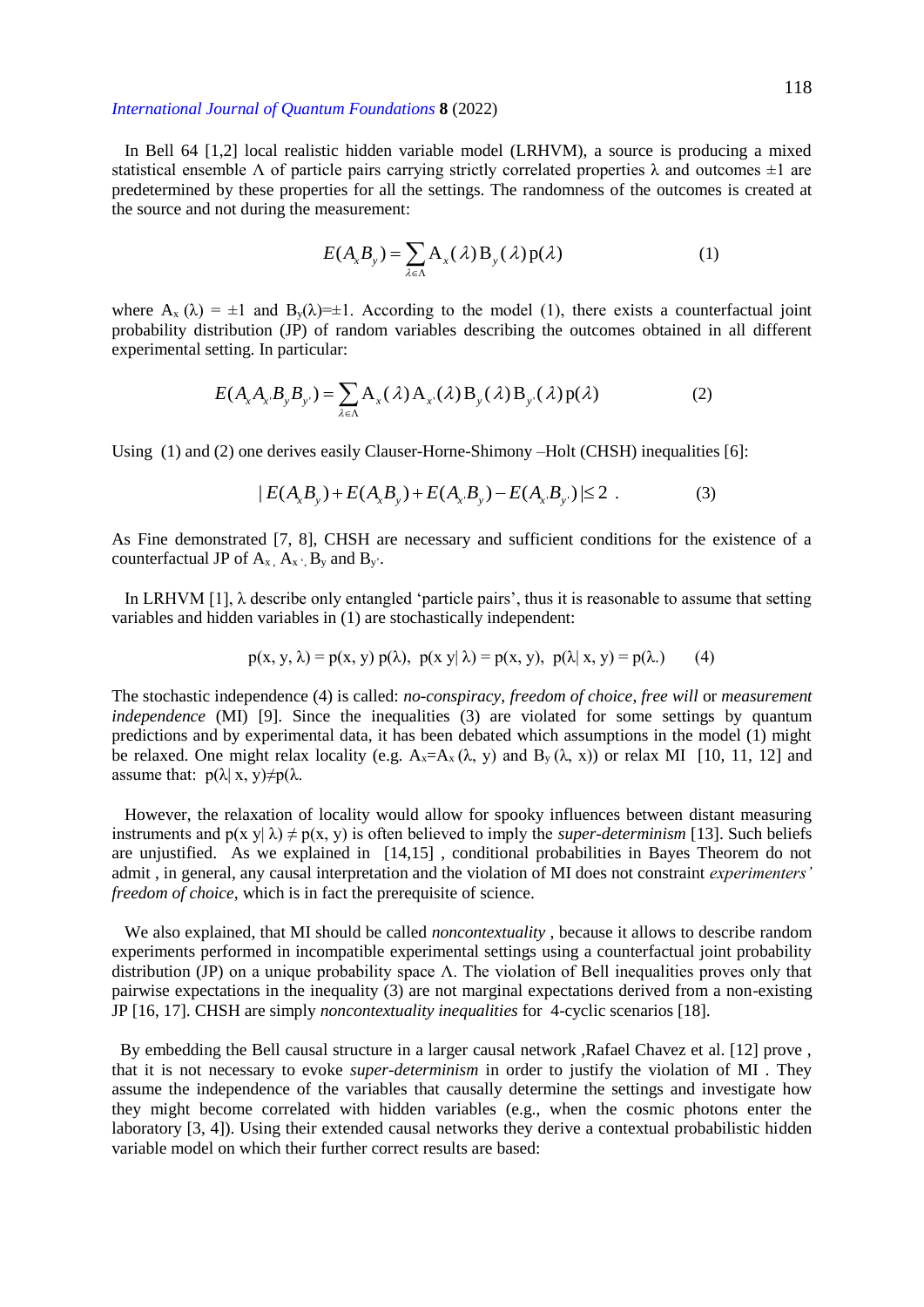In Bell 64 [1,2] local realistic hidden variable model (LRHVM), a source is producing a mixed statistical ensemble $\Lambda$ of particle pairs carrying strictly correlated properties $\lambda$ and outcomes $\pm 1$ are predetermined by these properties for all the settings. The randomness of the outcomes is created at the source and not during the measurement:

$$E(A_x B_y) = \sum_{\lambda \in \Lambda} \mathrm{A}_x(\lambda)\,\mathrm{B}_y(\lambda)\,\mathrm{p}(\lambda) \qquad (1)$$

where $\mathrm{A}_x(\lambda) = \pm 1$ and $\mathrm{B}_y(\lambda) = \pm 1$. According to the model (1), there exists a counterfactual joint probability distribution (JP) of random variables describing the outcomes obtained in all different experimental setting. In particular:

$$E(A_x A_{x'} B_y B_{y'}) = \sum_{\lambda \in \Lambda} \mathrm{A}_x(\lambda)\,\mathrm{A}_{x'}(\lambda)\,\mathrm{B}_y(\lambda)\,\mathrm{B}_{y'}(\lambda)\,\mathrm{p}(\lambda) \qquad (2)$$

Using (1) and (2) one derives easily Clauser-Horne-Shimony –Holt (CHSH) inequalities [6]:

$$| E(A_x B_y) + E(A_x B_{y'}) + E(A_{x'} B_y) - E(A_{x'} B_{y'}) | \leq 2 \ . \qquad (3)$$

As Fine demonstrated [7, 8], CHSH are necessary and sufficient conditions for the existence of a counterfactual JP of $A_x$, $A_{x'}$, $B_y$ and $B_{y'}$.

In LRHVM [1], $\lambda$ describe only entangled 'particle pairs', thus it is reasonable to assume that setting variables and hidden variables in (1) are stochastically independent:

$$\mathrm{p}(x, y, \lambda) = \mathrm{p}(x, y)\,\mathrm{p}(\lambda),\ \ \mathrm{p}(x\, y|\, \lambda) = \mathrm{p}(x, y),\ \ \mathrm{p}(\lambda|\, x, y) = \mathrm{p}(\lambda.) \qquad (4)$$

The stochastic independence (4) is called: *no-conspiracy*, *freedom of choice*, *free will* or *measurement independence* (MI) [9]. Since the inequalities (3) are violated for some settings by quantum predictions and by experimental data, it has been debated which assumptions in the model (1) might be relaxed. One might relax locality (e.g. $A_x = A_x(\lambda, y)$ and $B_y(\lambda, x)$) or relax MI [10, 11, 12] and assume that: $\mathrm{p}(\lambda|\, x, y) \neq \mathrm{p}(\lambda$.

However, the relaxation of locality would allow for spooky influences between distant measuring instruments and $\mathrm{p}(x\, y|\, \lambda) \neq \mathrm{p}(x, y)$ is often believed to imply the *super-determinism* [13]. Such beliefs are unjustified. As we explained in [14,15] , conditional probabilities in Bayes Theorem do not admit , in general, any causal interpretation and the violation of MI does not constraint *experimenters' freedom of choice*, which is in fact the prerequisite of science.

We also explained, that MI should be called *noncontextuality* , because it allows to describe random experiments performed in incompatible experimental settings using a counterfactual joint probability distribution (JP) on a unique probability space $\Lambda$. The violation of Bell inequalities proves only that pairwise expectations in the inequality (3) are not marginal expectations derived from a non-existing JP [16, 17]. CHSH are simply *noncontextuality inequalities* for 4-cyclic scenarios [18].

By embedding the Bell causal structure in a larger causal network ,Rafael Chavez et al. [12] prove , that it is not necessary to evoke *super-determinism* in order to justify the violation of MI . They assume the independence of the variables that causally determine the settings and investigate how they might become correlated with hidden variables (e.g., when the cosmic photons enter the laboratory [3, 4]). Using their extended causal networks they derive a contextual probabilistic hidden variable model on which their further correct results are based: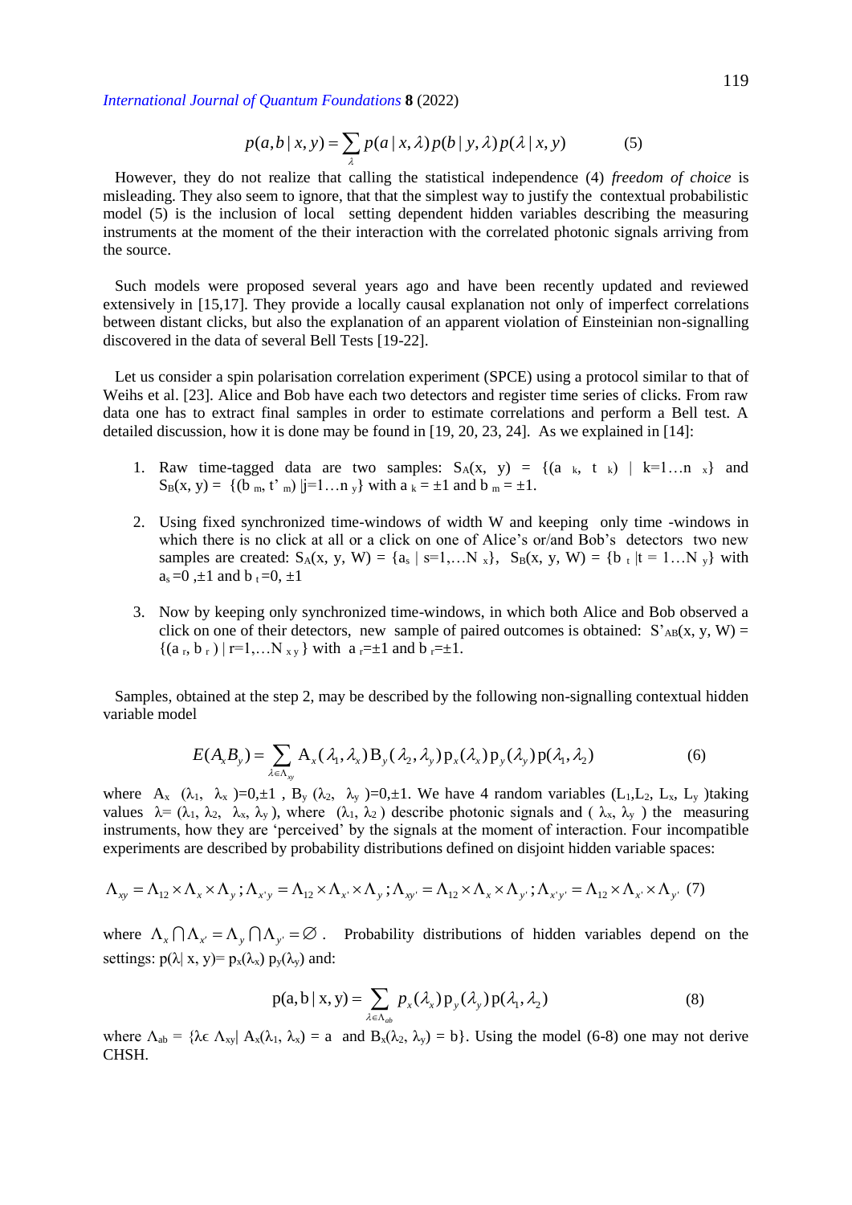$$p(a,b \mid x,y) = \sum_{\lambda} p(a \mid x,\lambda)\, p(b \mid y,\lambda)\, p(\lambda \mid x,y) \qquad (5)$$

However, they do not realize that calling the statistical independence (4) *freedom of choice* is misleading. They also seem to ignore, that that the simplest way to justify the contextual probabilistic model (5) is the inclusion of local setting dependent hidden variables describing the measuring instruments at the moment of the their interaction with the correlated photonic signals arriving from the source.

Such models were proposed several years ago and have been recently updated and reviewed extensively in [15,17]. They provide a locally causal explanation not only of imperfect correlations between distant clicks, but also the explanation of an apparent violation of Einsteinian non-signalling discovered in the data of several Bell Tests [19-22].

Let us consider a spin polarisation correlation experiment (SPCE) using a protocol similar to that of Weihs et al. [23]. Alice and Bob have each two detectors and register time series of clicks. From raw data one has to extract final samples in order to estimate correlations and perform a Bell test. A detailed discussion, how it is done may be found in [19, 20, 23, 24]. As we explained in [14]:

1. Raw time-tagged data are two samples: $S_A(x, y) = \{(a_k, t_k) \mid k=1\ldots n_x\}$ and $S_B(x, y) = \{(b_m, t'_m) \mid j=1\ldots n_y\}$ with $a_k = \pm 1$ and $b_m = \pm 1$.

2. Using fixed synchronized time-windows of width W and keeping only time -windows in which there is no click at all or a click on one of Alice's or/and Bob's detectors two new samples are created: $S_A(x, y, W) = \{a_s \mid s=1,\ldots N_x\}$, $S_B(x, y, W) = \{b_t \mid t = 1\ldots N_y\}$ with $a_s = 0, \pm 1$ and $b_t = 0, \pm 1$

3. Now by keeping only synchronized time-windows, in which both Alice and Bob observed a click on one of their detectors, new sample of paired outcomes is obtained: $S'_{AB}(x, y, W) = \{(a_r, b_r) \mid r=1,\ldots N_{xy}\}$ with $a_r = \pm 1$ and $b_r = \pm 1$.

Samples, obtained at the step 2, may be described by the following non-signalling contextual hidden variable model

$$E(A_x B_y) = \sum_{\lambda \in \Lambda_{xy}} \mathrm{A}_x(\lambda_1, \lambda_x)\, \mathrm{B}_y(\lambda_2, \lambda_y)\, \mathrm{p}_x(\lambda_x)\, \mathrm{p}_y(\lambda_y)\, \mathrm{p}(\lambda_1, \lambda_2) \qquad (6)$$

where $A_x(\lambda_1, \lambda_x) = 0, \pm 1$, $B_y(\lambda_2, \lambda_y) = 0, \pm 1$. We have 4 random variables ($L_1, L_2, L_x, L_y$) taking values $\lambda = (\lambda_1, \lambda_2, \lambda_x, \lambda_y)$, where $(\lambda_1, \lambda_2)$ describe photonic signals and $(\lambda_x, \lambda_y)$ the measuring instruments, how they are 'perceived' by the signals at the moment of interaction. Four incompatible experiments are described by probability distributions defined on disjoint hidden variable spaces:

$$\Lambda_{xy} = \Lambda_{12} \times \Lambda_x \times \Lambda_y\,; \Lambda_{x'y} = \Lambda_{12} \times \Lambda_{x'} \times \Lambda_y\,; \Lambda_{xy'} = \Lambda_{12} \times \Lambda_x \times \Lambda_{y'}\,; \Lambda_{x'y'} = \Lambda_{12} \times \Lambda_{x'} \times \Lambda_{y'} \quad (7)$$

where $\Lambda_x \cap \Lambda_{x'} = \Lambda_y \cap \Lambda_{y'} = \varnothing$. Probability distributions of hidden variables depend on the settings: $p(\lambda \mid x, y) = p_x(\lambda_x)\, p_y(\lambda_y)$ and:

$$\mathrm{p}(\mathrm{a}, \mathrm{b} \mid \mathrm{x}, \mathrm{y}) = \sum_{\lambda \in \Lambda_{ab}} p_x(\lambda_x)\, \mathrm{p}_y(\lambda_y)\, \mathrm{p}(\lambda_1, \lambda_2) \qquad (8)$$

where $\Lambda_{ab} = \{\lambda \in \Lambda_{xy} \mid A_x(\lambda_1, \lambda_x) = a \text{ and } B_x(\lambda_2, \lambda_y) = b\}$. Using the model (6-8) one may not derive CHSH.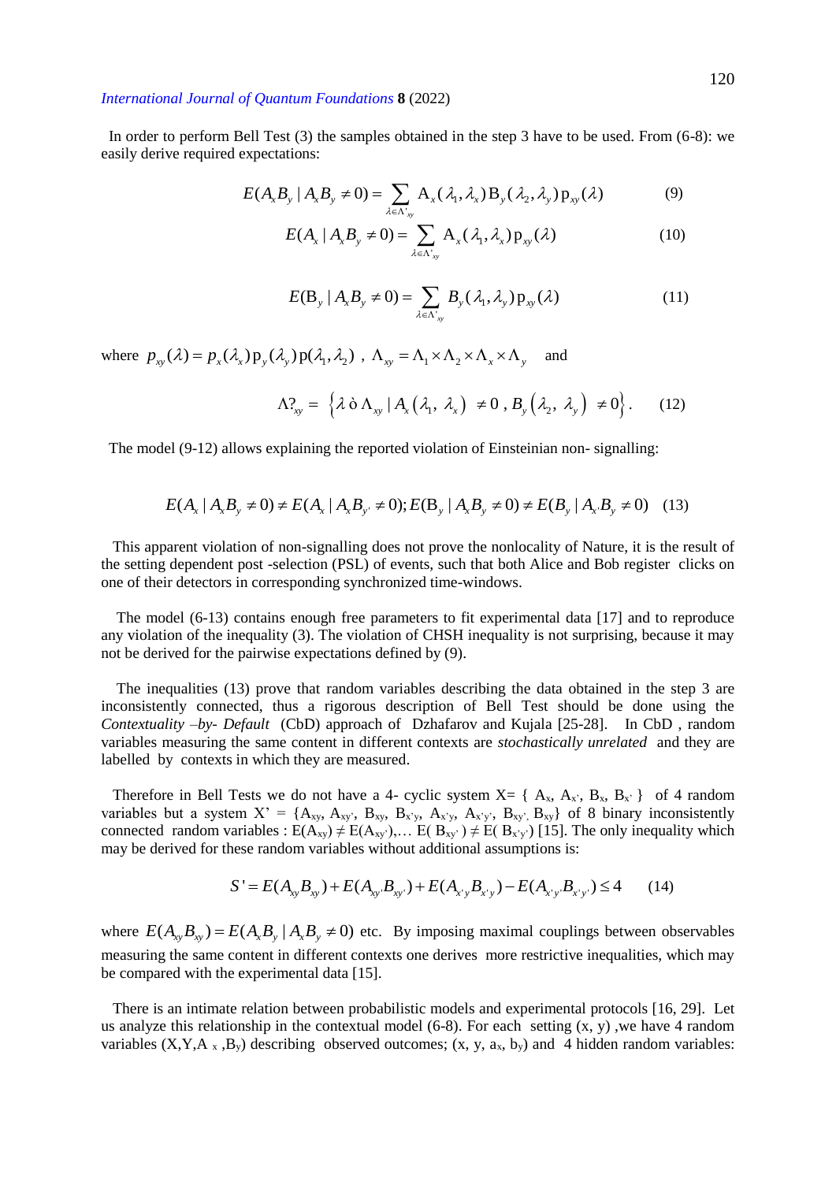In order to perform Bell Test (3) the samples obtained in the step 3 have to be used. From (6-8): we easily derive required expectations:

$$E(A_x B_y \mid A_x B_y \neq 0) = \sum_{\lambda \in \Lambda'_{xy}} \mathrm{A}_x(\lambda_1, \lambda_x)\mathrm{B}_y(\lambda_2, \lambda_y)\mathrm{p}_{xy}(\lambda) \qquad (9)$$

$$E(A_x \mid A_x B_y \neq 0) = \sum_{\lambda \in \Lambda'_{xy}} \mathrm{A}_x(\lambda_1, \lambda_x)\mathrm{p}_{xy}(\lambda) \qquad (10)$$

$$E(\mathrm{B}_y \mid A_x B_y \neq 0) = \sum_{\lambda \in \Lambda'_{xy}} B_y(\lambda_1, \lambda_y)\mathrm{p}_{xy}(\lambda) \qquad (11)$$

where $p_{xy}(\lambda) = p_x(\lambda_x)\mathrm{p}_y(\lambda_y)\mathrm{p}(\lambda_1, \lambda_2)$ , $\Lambda_{xy} = \Lambda_1 \times \Lambda_2 \times \Lambda_x \times \Lambda_y$ and

$$\Lambda?_{xy} = \left\{ \lambda \,ò\, \Lambda_{xy} \mid A_x(\lambda_1,\, \lambda_x) \neq 0 \,,\, B_y(\lambda_2,\, \lambda_y) \neq 0 \right\}. \qquad (12)$$

The model (9-12) allows explaining the reported violation of Einsteinian non- signalling:

$$E(A_x \mid A_x B_y \neq 0) \neq E(A_x \mid A_x B_{y'} \neq 0); E(\mathrm{B}_y \mid A_x B_y \neq 0) \neq E(B_y \mid A_{x'} B_y \neq 0) \quad (13)$$

This apparent violation of non-signalling does not prove the nonlocality of Nature, it is the result of the setting dependent post -selection (PSL) of events, such that both Alice and Bob register clicks on one of their detectors in corresponding synchronized time-windows.

The model (6-13) contains enough free parameters to fit experimental data [17] and to reproduce any violation of the inequality (3). The violation of CHSH inequality is not surprising, because it may not be derived for the pairwise expectations defined by (9).

The inequalities (13) prove that random variables describing the data obtained in the step 3 are inconsistently connected, thus a rigorous description of Bell Test should be done using the *Contextuality –by- Default* (CbD) approach of Dzhafarov and Kujala [25-28]. In CbD , random variables measuring the same content in different contexts are *stochastically unrelated* and they are labelled by contexts in which they are measured.

Therefore in Bell Tests we do not have a 4- cyclic system X= { $A_x$, $A_{x'}$, $B_x$, $B_{x'}$ } of 4 random variables but a system X' = {$A_{xy}$, $A_{xy'}$, $B_{xy}$, $B_{x'y}$, $A_{x'y}$, $A_{x'y'}$, $B_{xy'}$, $B_{xy}$} of 8 binary inconsistently connected random variables : $E(A_{xy}) \neq E(A_{xy'})$,… $E(B_{xy'}) \neq E(B_{x'y'})$ [15]. The only inequality which may be derived for these random variables without additional assumptions is:

$$S' = E(A_{xy}B_{xy}) + E(A_{xy'}B_{xy'}) + E(A_{x'y}B_{x'y}) - E(A_{x'y'}B_{x'y'}) \leq 4 \qquad (14)$$

where $E(A_{xy}B_{xy}) = E(A_x B_y \mid A_x B_y \neq 0)$ etc. By imposing maximal couplings between observables measuring the same content in different contexts one derives more restrictive inequalities, which may be compared with the experimental data [15].

There is an intimate relation between probabilistic models and experimental protocols [16, 29]. Let us analyze this relationship in the contextual model (6-8). For each setting (x, y) ,we have 4 random variables (X,Y,$A_x$,$B_y$) describing observed outcomes; (x, y, $a_x$, $b_y$) and 4 hidden random variables: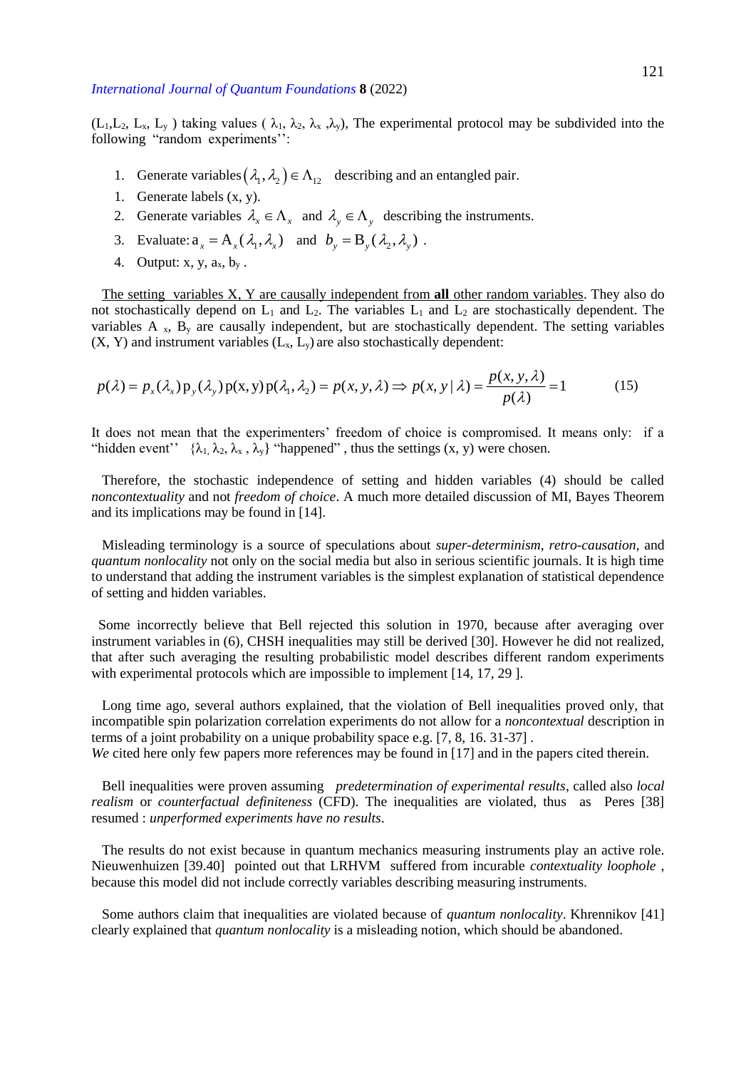($L_1$,$L_2$, $L_x$, $L_y$ ) taking values ( $\lambda_1$, $\lambda_2$, $\lambda_x$ ,$\lambda_y$), The experimental protocol may be subdivided into the following "random experiments'':

1. Generate variables $(\lambda_1, \lambda_2) \in \Lambda_{12}$ describing and an entangled pair.
1. Generate labels (x, y).
2. Generate variables $\lambda_x \in \Lambda_x$ and $\lambda_y \in \Lambda_y$ describing the instruments.
3. Evaluate: $a_x = A_x(\lambda_1, \lambda_x)$ and $b_y = B_y(\lambda_2, \lambda_y)$ .
4. Output: x, y, $a_x$, $b_y$ .

The setting variables X, Y are causally independent from **all** other random variables. They also do not stochastically depend on $L_1$ and $L_2$. The variables $L_1$ and $L_2$ are stochastically dependent. The variables $A_x$, $B_y$ are causally independent, but are stochastically dependent. The setting variables (X, Y) and instrument variables ($L_x$, $L_y$) are also stochastically dependent:

$$p(\lambda) = p_x(\lambda_x) p_y(\lambda_y) p(x, y) p(\lambda_1, \lambda_2) = p(x, y, \lambda) \Rightarrow p(x, y \mid \lambda) = \frac{p(x, y, \lambda)}{p(\lambda)} = 1 \qquad (15)$$

It does not mean that the experimenters' freedom of choice is compromised. It means only: if a "hidden event'' {$\lambda_1$, $\lambda_2$, $\lambda_x$ , $\lambda_y$} "happened" , thus the settings (x, y) were chosen.

Therefore, the stochastic independence of setting and hidden variables (4) should be called *noncontextuality* and not *freedom of choice*. A much more detailed discussion of MI, Bayes Theorem and its implications may be found in [14].

Misleading terminology is a source of speculations about *super-determinism*, *retro-causation*, and *quantum nonlocality* not only on the social media but also in serious scientific journals. It is high time to understand that adding the instrument variables is the simplest explanation of statistical dependence of setting and hidden variables.

Some incorrectly believe that Bell rejected this solution in 1970, because after averaging over instrument variables in (6), CHSH inequalities may still be derived [30]. However he did not realized, that after such averaging the resulting probabilistic model describes different random experiments with experimental protocols which are impossible to implement [14, 17, 29 ].

Long time ago, several authors explained, that the violation of Bell inequalities proved only, that incompatible spin polarization correlation experiments do not allow for a *noncontextual* description in terms of a joint probability on a unique probability space e.g. [7, 8, 16. 31-37] .
*We* cited here only few papers more references may be found in [17] and in the papers cited therein.

Bell inequalities were proven assuming *predetermination of experimental results*, called also *local realism* or *counterfactual definiteness* (CFD). The inequalities are violated, thus as Peres [38] resumed : *unperformed experiments have no results*.

The results do not exist because in quantum mechanics measuring instruments play an active role. Nieuwenhuizen [39.40] pointed out that LRHVM suffered from incurable *contextuality loophole* , because this model did not include correctly variables describing measuring instruments.

Some authors claim that inequalities are violated because of *quantum nonlocality*. Khrennikov [41] clearly explained that *quantum nonlocality* is a misleading notion, which should be abandoned.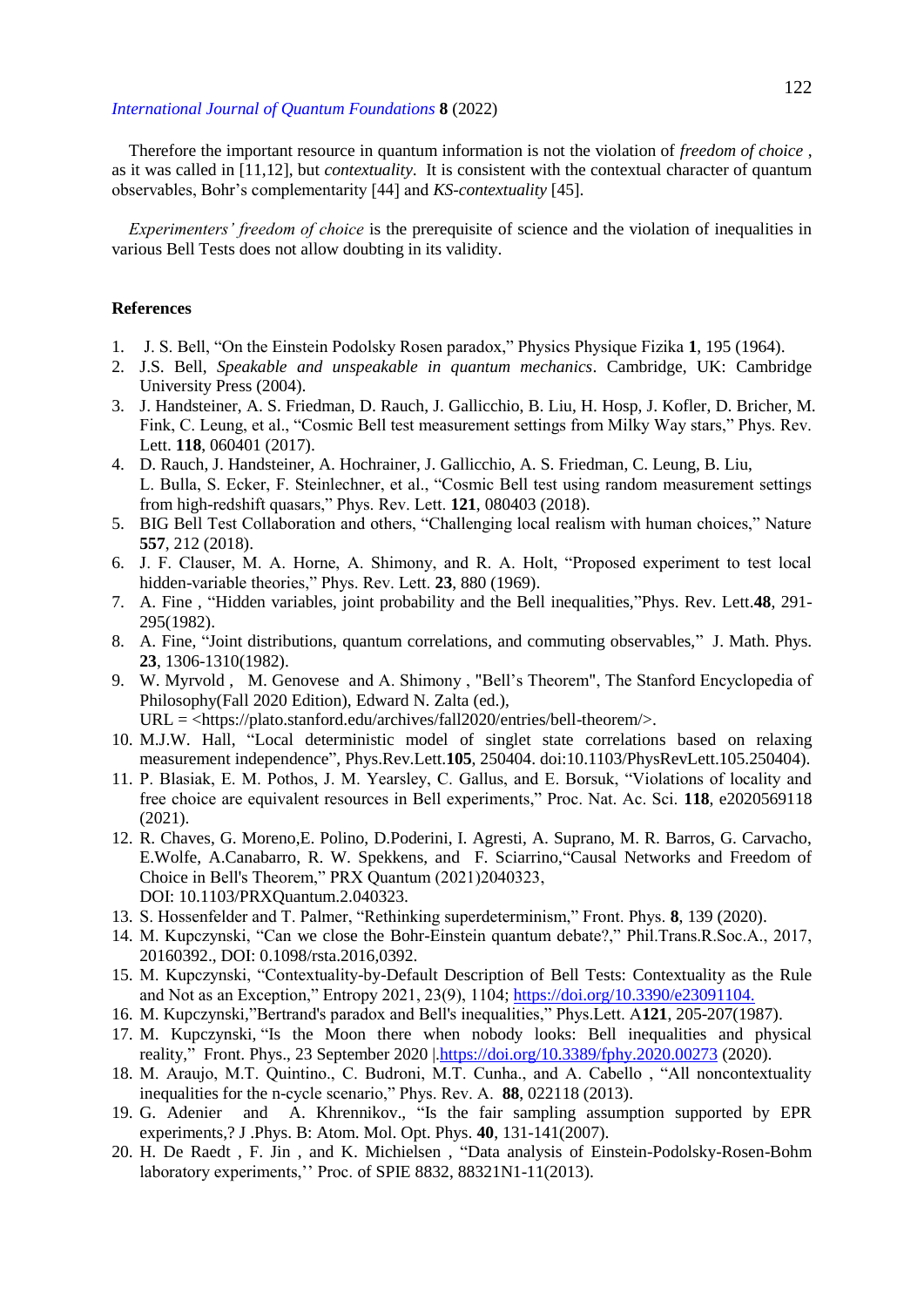Therefore the important resource in quantum information is not the violation of *freedom of choice* , as it was called in [11,12], but *contextuality*. It is consistent with the contextual character of quantum observables, Bohr's complementarity [44] and *KS-contextuality* [45].

*Experimenters' freedom of choice* is the prerequisite of science and the violation of inequalities in various Bell Tests does not allow doubting in its validity.

## References

1. J. S. Bell, "On the Einstein Podolsky Rosen paradox," Physics Physique Fizika **1**, 195 (1964).
2. J.S. Bell, *Speakable and unspeakable in quantum mechanics*. Cambridge, UK: Cambridge University Press (2004).
3. J. Handsteiner, A. S. Friedman, D. Rauch, J. Gallicchio, B. Liu, H. Hosp, J. Kofler, D. Bricher, M. Fink, C. Leung, et al., "Cosmic Bell test measurement settings from Milky Way stars," Phys. Rev. Lett. **118**, 060401 (2017).
4. D. Rauch, J. Handsteiner, A. Hochrainer, J. Gallicchio, A. S. Friedman, C. Leung, B. Liu, L. Bulla, S. Ecker, F. Steinlechner, et al., "Cosmic Bell test using random measurement settings from high-redshift quasars," Phys. Rev. Lett. **121**, 080403 (2018).
5. BIG Bell Test Collaboration and others, "Challenging local realism with human choices," Nature **557**, 212 (2018).
6. J. F. Clauser, M. A. Horne, A. Shimony, and R. A. Holt, "Proposed experiment to test local hidden-variable theories," Phys. Rev. Lett. **23**, 880 (1969).
7. A. Fine , "Hidden variables, joint probability and the Bell inequalities,"Phys. Rev. Lett.**48**, 291-295(1982).
8. A. Fine, "Joint distributions, quantum correlations, and commuting observables," J. Math. Phys. **23**, 1306-1310(1982).
9. W. Myrvold , M. Genovese and A. Shimony , "Bell's Theorem", The Stanford Encyclopedia of Philosophy(Fall 2020 Edition), Edward N. Zalta (ed.), URL = <https://plato.stanford.edu/archives/fall2020/entries/bell-theorem/>.
10. M.J.W. Hall, "Local deterministic model of singlet state correlations based on relaxing measurement independence", Phys.Rev.Lett.**105**, 250404. doi:10.1103/PhysRevLett.105.250404).
11. P. Blasiak, E. M. Pothos, J. M. Yearsley, C. Gallus, and E. Borsuk, "Violations of locality and free choice are equivalent resources in Bell experiments," Proc. Nat. Ac. Sci. **118**, e2020569118 (2021).
12. R. Chaves, G. Moreno,E. Polino, D.Poderini, I. Agresti, A. Suprano, M. R. Barros, G. Carvacho, E.Wolfe, A.Canabarro, R. W. Spekkens, and F. Sciarrino,"Causal Networks and Freedom of Choice in Bell's Theorem," PRX Quantum (2021)2040323, DOI: 10.1103/PRXQuantum.2.040323.
13. S. Hossenfelder and T. Palmer, "Rethinking superdeterminism," Front. Phys. **8**, 139 (2020).
14. M. Kupczynski, "Can we close the Bohr-Einstein quantum debate?," Phil.Trans.R.Soc.A., 2017, 20160392., DOI: 0.1098/rsta.2016,0392.
15. M. Kupczynski, "Contextuality-by-Default Description of Bell Tests: Contextuality as the Rule and Not as an Exception," Entropy 2021, 23(9), 1104; https://doi.org/10.3390/e23091104.
16. M. Kupczynski,"Bertrand's paradox and Bell's inequalities," Phys.Lett. A**121**, 205-207(1987).
17. M. Kupczynski, "Is the Moon there when nobody looks: Bell inequalities and physical reality," Front. Phys., 23 September 2020 |.https://doi.org/10.3389/fphy.2020.00273 (2020).
18. M. Araujo, M.T. Quintino., C. Budroni, M.T. Cunha., and A. Cabello , "All noncontextuality inequalities for the n-cycle scenario," Phys. Rev. A. **88**, 022118 (2013).
19. G. Adenier and A. Khrennikov., "Is the fair sampling assumption supported by EPR experiments,? J .Phys. B: Atom. Mol. Opt. Phys. **40**, 131-141(2007).
20. H. De Raedt , F. Jin , and K. Michielsen , "Data analysis of Einstein-Podolsky-Rosen-Bohm laboratory experiments,'' Proc. of SPIE 8832, 88321N1-11(2013).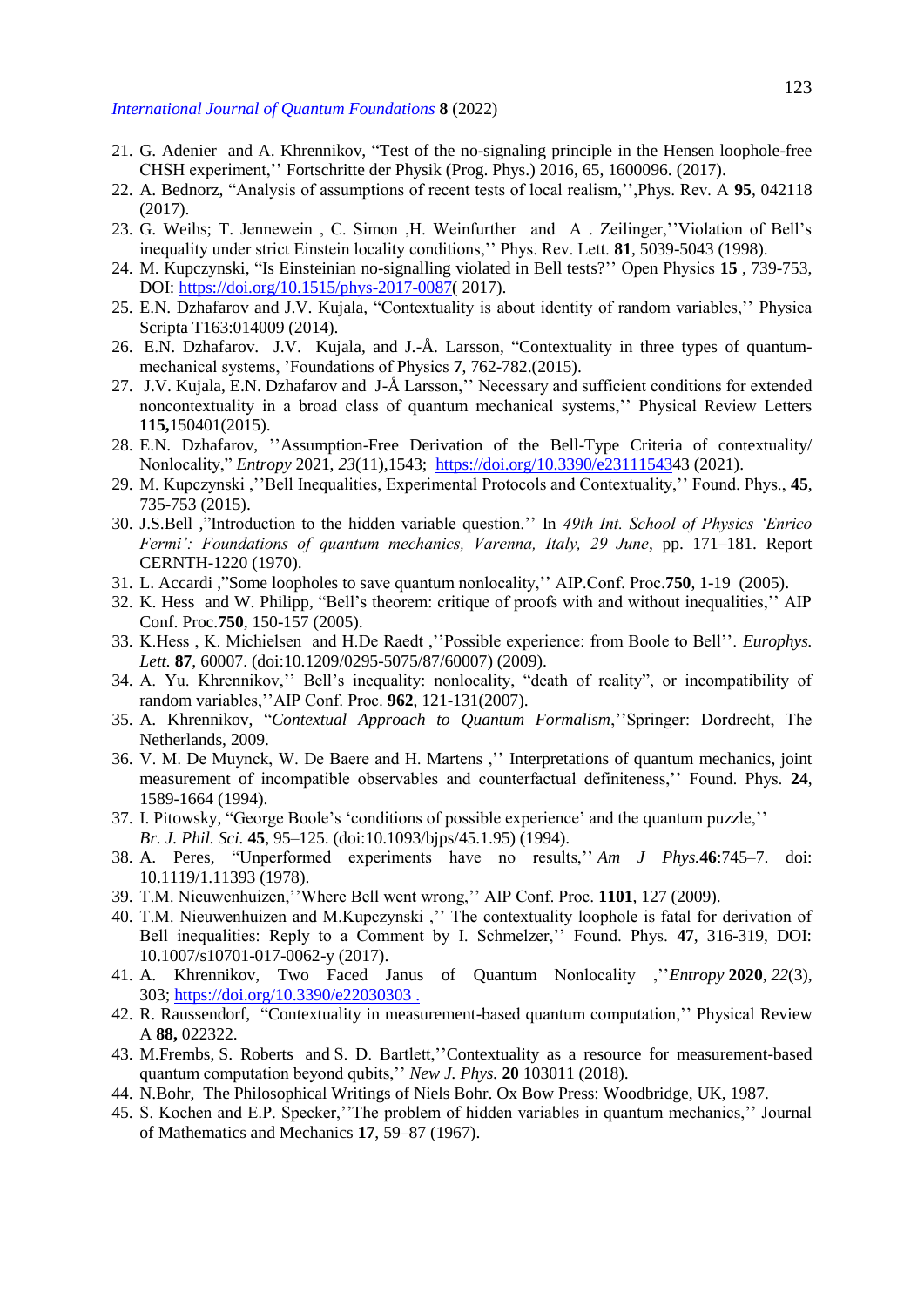21. G. Adenier and A. Khrennikov, “Test of the no-signaling principle in the Hensen loophole-free CHSH experiment,’’ Fortschritte der Physik (Prog. Phys.) 2016, 65, 1600096. (2017).
22. A. Bednorz, “Analysis of assumptions of recent tests of local realism,’’,Phys. Rev. A **95**, 042118 (2017).
23. G. Weihs; T. Jennewein , C. Simon ,H. Weinfurther and A . Zeilinger,’’Violation of Bell’s inequality under strict Einstein locality conditions,’’ Phys. Rev. Lett. **81**, 5039-5043 (1998).
24. M. Kupczynski, “Is Einsteinian no-signalling violated in Bell tests?’’ Open Physics **15** , 739-753, DOI: https://doi.org/10.1515/phys-2017-0087( 2017).
25. E.N. Dzhafarov and J.V. Kujala, “Contextuality is about identity of random variables,’’ Physica Scripta T163:014009 (2014).
26. E.N. Dzhafarov. J.V. Kujala, and J.-Å. Larsson, “Contextuality in three types of quantum-mechanical systems, ’Foundations of Physics **7**, 762-782.(2015).
27. J.V. Kujala, E.N. Dzhafarov and J-Å Larsson,’’ Necessary and sufficient conditions for extended noncontextuality in a broad class of quantum mechanical systems,’’ Physical Review Letters **115,**150401(2015).
28. E.N. Dzhafarov, ’’Assumption-Free Derivation of the Bell-Type Criteria of contextuality/ Nonlocality,” *Entropy* 2021, *23*(11),1543; https://doi.org/10.3390/e23111543 (2021).
29. M. Kupczynski ,’’Bell Inequalities, Experimental Protocols and Contextuality,’’ Found. Phys., **45**, 735-753 (2015).
30. J.S.Bell ,”Introduction to the hidden variable question.’’ In *49th Int. School of Physics ‘Enrico Fermi’: Foundations of quantum mechanics, Varenna, Italy, 29 June*, pp. 171–181. Report CERNTH-1220 (1970).
31. L. Accardi ,”Some loopholes to save quantum nonlocality,’’ AIP.Conf. Proc.**750**, 1-19 (2005).
32. K. Hess and W. Philipp, “Bell’s theorem: critique of proofs with and without inequalities,’’ AIP Conf. Proc.**750**, 150-157 (2005).
33. K.Hess , K. Michielsen and H.De Raedt ,’’Possible experience: from Boole to Bell’’. *Europhys. Lett.* **87**, 60007. (doi:10.1209/0295-5075/87/60007) (2009).
34. A. Yu. Khrennikov,’’ Bell’s inequality: nonlocality, “death of reality”, or incompatibility of random variables,’’AIP Conf. Proc. **962**, 121-131(2007).
35. A. Khrennikov, “*Contextual Approach to Quantum Formalism*,’’Springer: Dordrecht, The Netherlands, 2009.
36. V. M. De Muynck, W. De Baere and H. Martens ,’’ Interpretations of quantum mechanics, joint measurement of incompatible observables and counterfactual definiteness,’’ Found. Phys. **24**, 1589-1664 (1994).
37. I. Pitowsky, “George Boole’s ‘conditions of possible experience’ and the quantum puzzle,’’ *Br. J. Phil. Sci.* **45**, 95–125. (doi:10.1093/bjps/45.1.95) (1994).
38. A. Peres, “Unperformed experiments have no results,’’ *Am J Phys.***46**:745–7. doi: 10.1119/1.11393 (1978).
39. T.M. Nieuwenhuizen,’’Where Bell went wrong,’’ AIP Conf. Proc. **1101**, 127 (2009).
40. T.M. Nieuwenhuizen and M.Kupczynski ,’’ The contextuality loophole is fatal for derivation of Bell inequalities: Reply to a Comment by I. Schmelzer,’’ Found. Phys. **47**, 316-319, DOI: 10.1007/s10701-017-0062-y (2017).
41. A. Khrennikov, Two Faced Janus of Quantum Nonlocality ,’’*Entropy* **2020**, *22*(3), 303; https://doi.org/10.3390/e22030303 .
42. R. Raussendorf, “Contextuality in measurement-based quantum computation,’’ Physical Review A **88,** 022322.
43. M.Frembs, S. Roberts and S. D. Bartlett,’’Contextuality as a resource for measurement-based quantum computation beyond qubits,’’ *New J. Phys.* **20** 103011 (2018).
44. N.Bohr, The Philosophical Writings of Niels Bohr. Ox Bow Press: Woodbridge, UK, 1987.
45. S. Kochen and E.P. Specker,’’The problem of hidden variables in quantum mechanics,’’ Journal of Mathematics and Mechanics **17**, 59–87 (1967).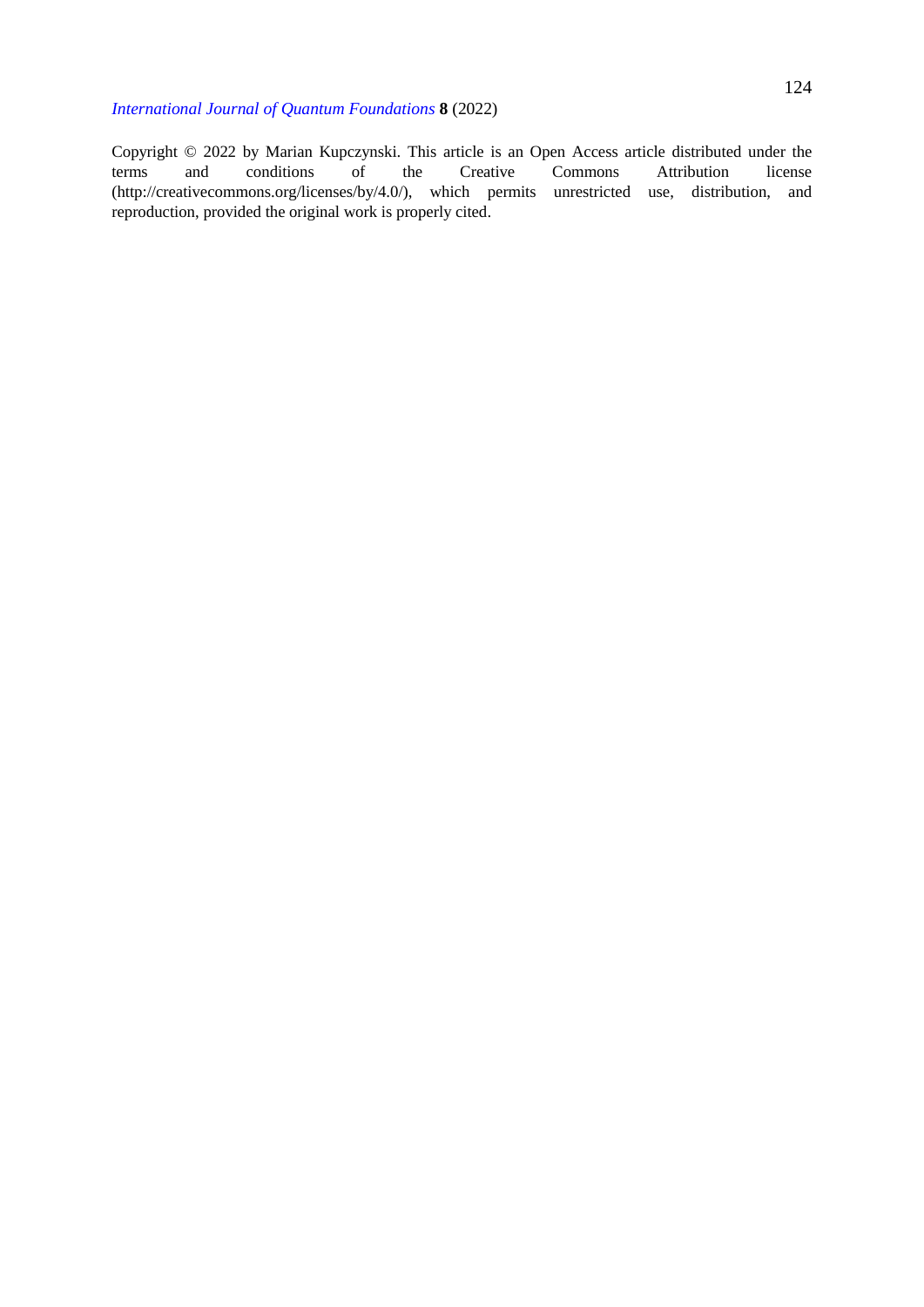Copyright © 2022 by Marian Kupczynski. This article is an Open Access article distributed under the terms and conditions of the Creative Commons Attribution license (http://creativecommons.org/licenses/by/4.0/), which permits unrestricted use, distribution, and reproduction, provided the original work is properly cited.